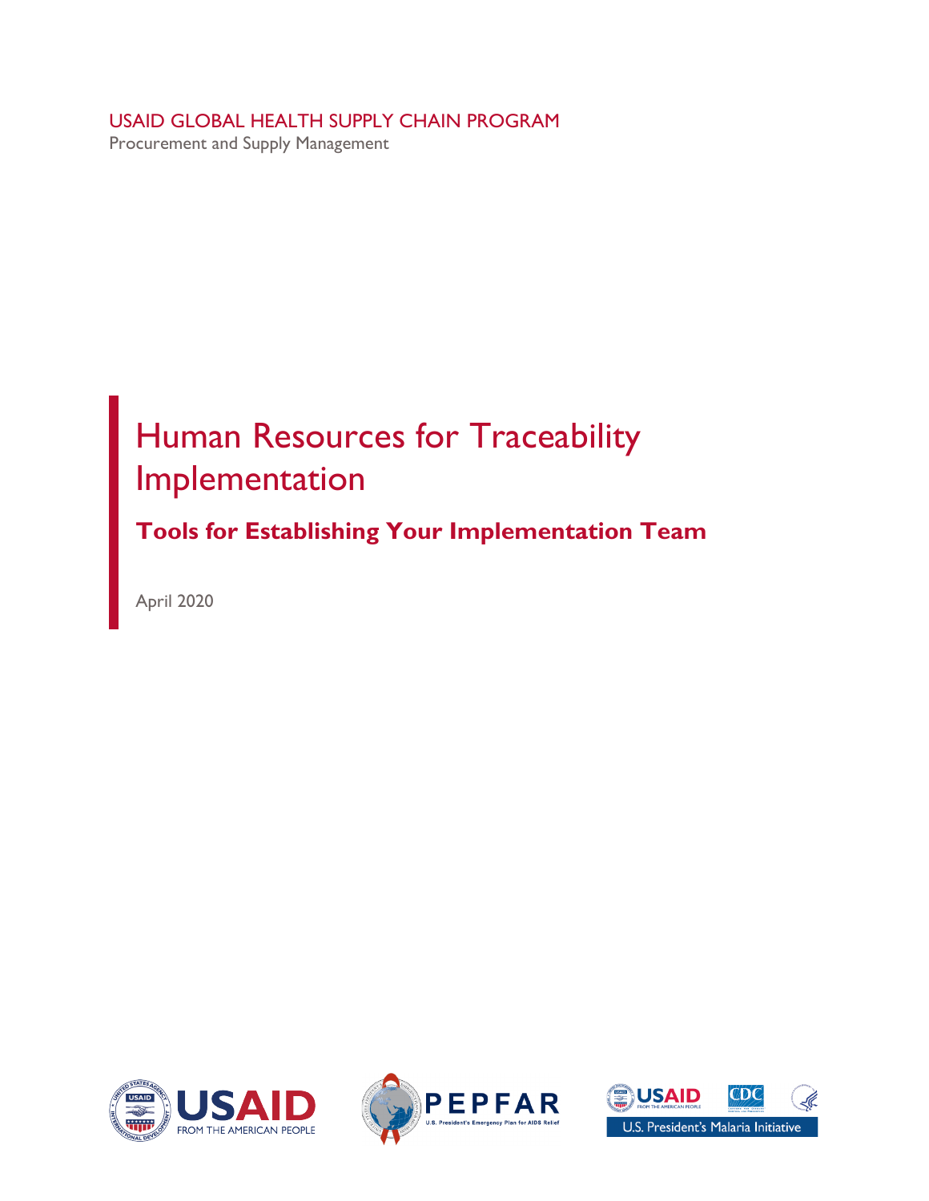USAID GLOBAL HEALTH SUPPLY CHAIN PROGRAM

Procurement and Supply Management

# Human Resources for Traceability Implementation

## Tools for Establishing Your Implementation Team

April 2020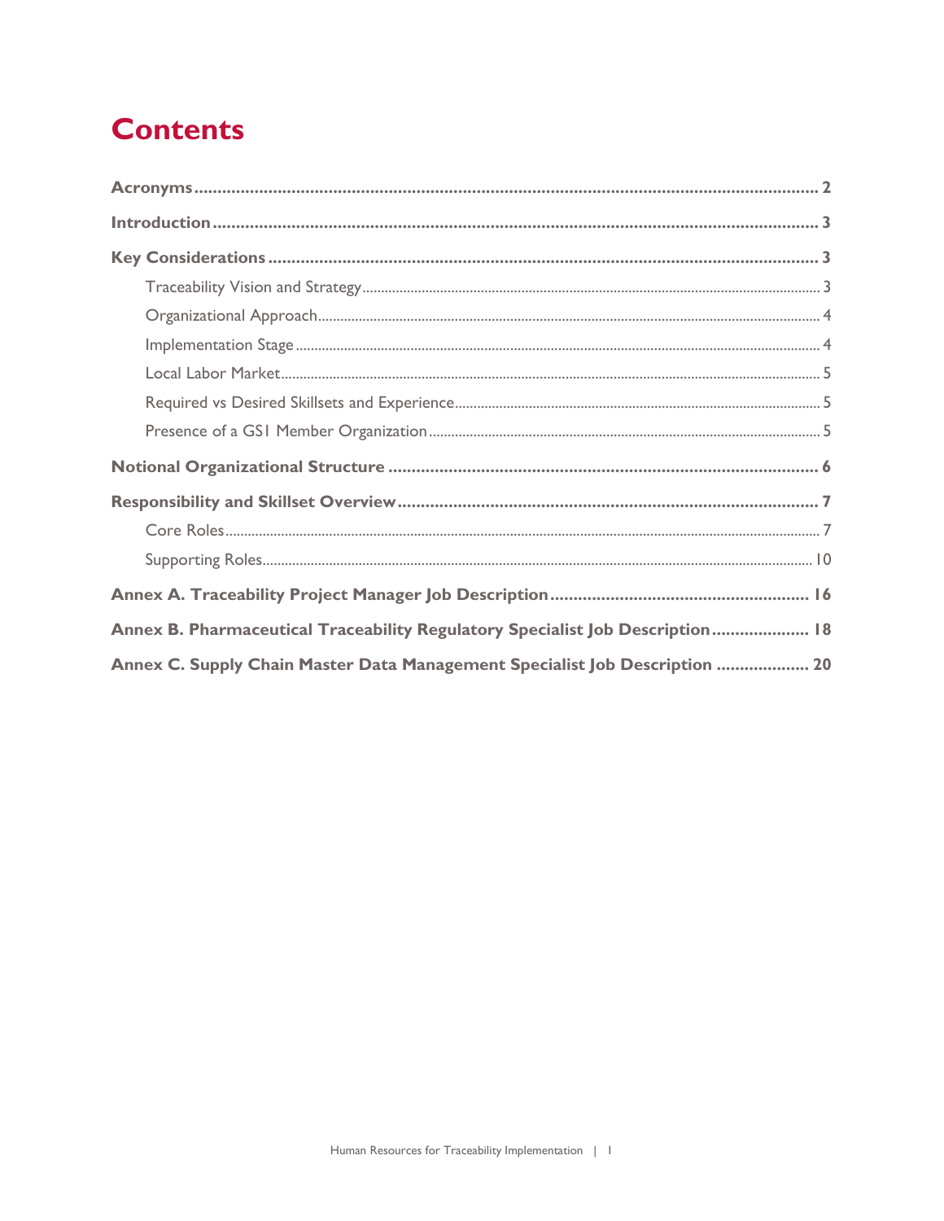# Contents

**Acronyms** .......... **2**

**Introduction** .......... **3**

**Key Considerations** .......... **3**

- Traceability Vision and Strategy .......... 3
- Organizational Approach .......... 4
- Implementation Stage .......... 4
- Local Labor Market .......... 5
- Required vs Desired Skillsets and Experience .......... 5
- Presence of a GS1 Member Organization .......... 5

**Notional Organizational Structure** .......... **6**

**Responsibility and Skillset Overview** .......... **7**

- Core Roles .......... 7
- Supporting Roles .......... 10

**Annex A. Traceability Project Manager Job Description** .......... **16**

**Annex B. Pharmaceutical Traceability Regulatory Specialist Job Description** .......... **18**

**Annex C. Supply Chain Master Data Management Specialist Job Description** .......... **20**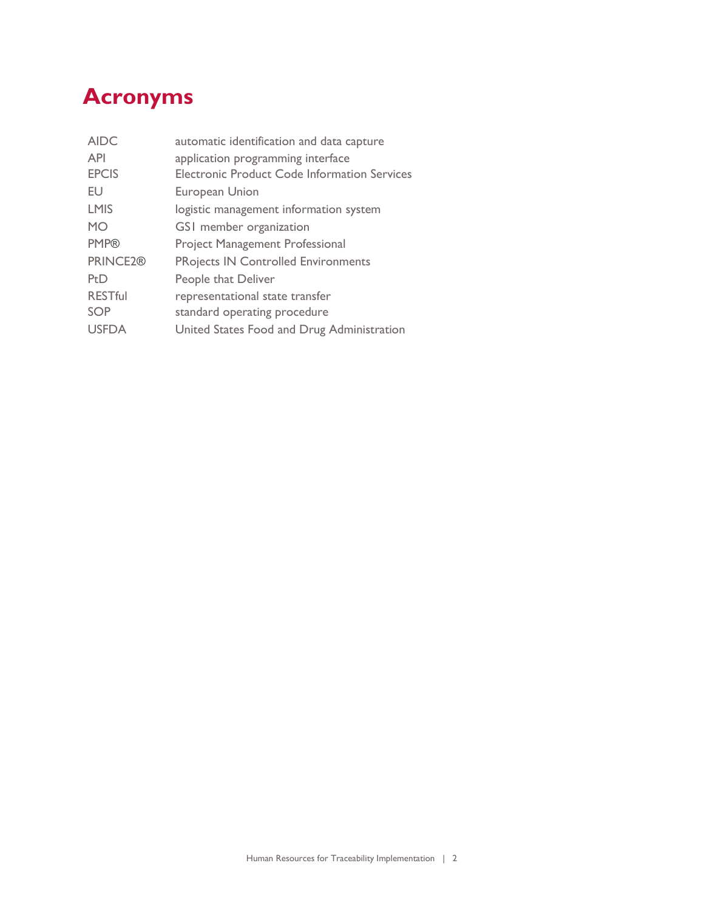# Acronyms

| | |
|---|---|
| AIDC | automatic identification and data capture |
| API | application programming interface |
| EPCIS | Electronic Product Code Information Services |
| EU | European Union |
| LMIS | logistic management information system |
| MO | GS1 member organization |
| PMP® | Project Management Professional |
| PRINCE2® | PRojects IN Controlled Environments |
| PtD | People that Deliver |
| RESTful | representational state transfer |
| SOP | standard operating procedure |
| USFDA | United States Food and Drug Administration |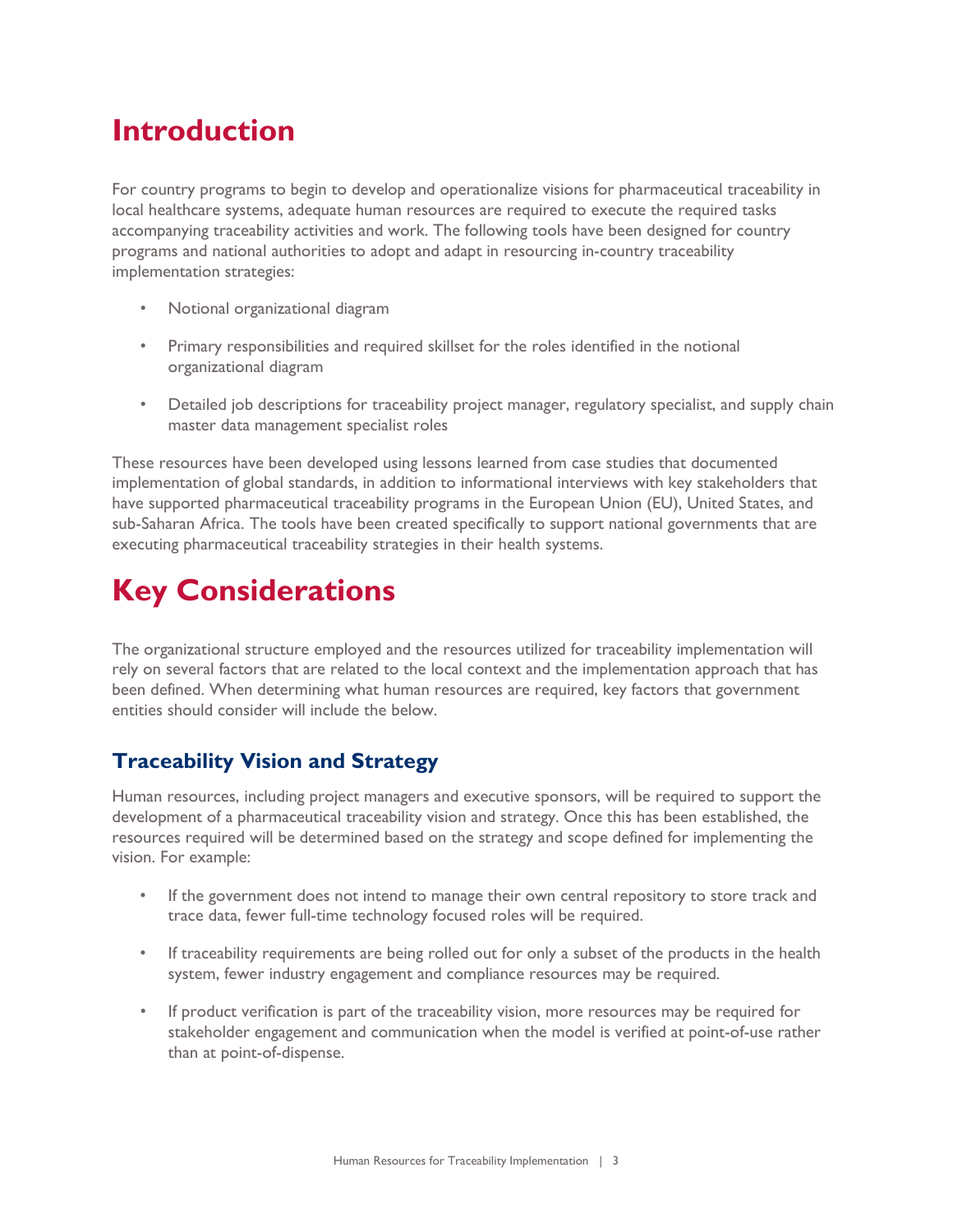# Introduction

For country programs to begin to develop and operationalize visions for pharmaceutical traceability in local healthcare systems, adequate human resources are required to execute the required tasks accompanying traceability activities and work. The following tools have been designed for country programs and national authorities to adopt and adapt in resourcing in-country traceability implementation strategies:

- Notional organizational diagram
- Primary responsibilities and required skillset for the roles identified in the notional organizational diagram
- Detailed job descriptions for traceability project manager, regulatory specialist, and supply chain master data management specialist roles

These resources have been developed using lessons learned from case studies that documented implementation of global standards, in addition to informational interviews with key stakeholders that have supported pharmaceutical traceability programs in the European Union (EU), United States, and sub-Saharan Africa. The tools have been created specifically to support national governments that are executing pharmaceutical traceability strategies in their health systems.

# Key Considerations

The organizational structure employed and the resources utilized for traceability implementation will rely on several factors that are related to the local context and the implementation approach that has been defined. When determining what human resources are required, key factors that government entities should consider will include the below.

## Traceability Vision and Strategy

Human resources, including project managers and executive sponsors, will be required to support the development of a pharmaceutical traceability vision and strategy. Once this has been established, the resources required will be determined based on the strategy and scope defined for implementing the vision. For example:

- If the government does not intend to manage their own central repository to store track and trace data, fewer full-time technology focused roles will be required.
- If traceability requirements are being rolled out for only a subset of the products in the health system, fewer industry engagement and compliance resources may be required.
- If product verification is part of the traceability vision, more resources may be required for stakeholder engagement and communication when the model is verified at point-of-use rather than at point-of-dispense.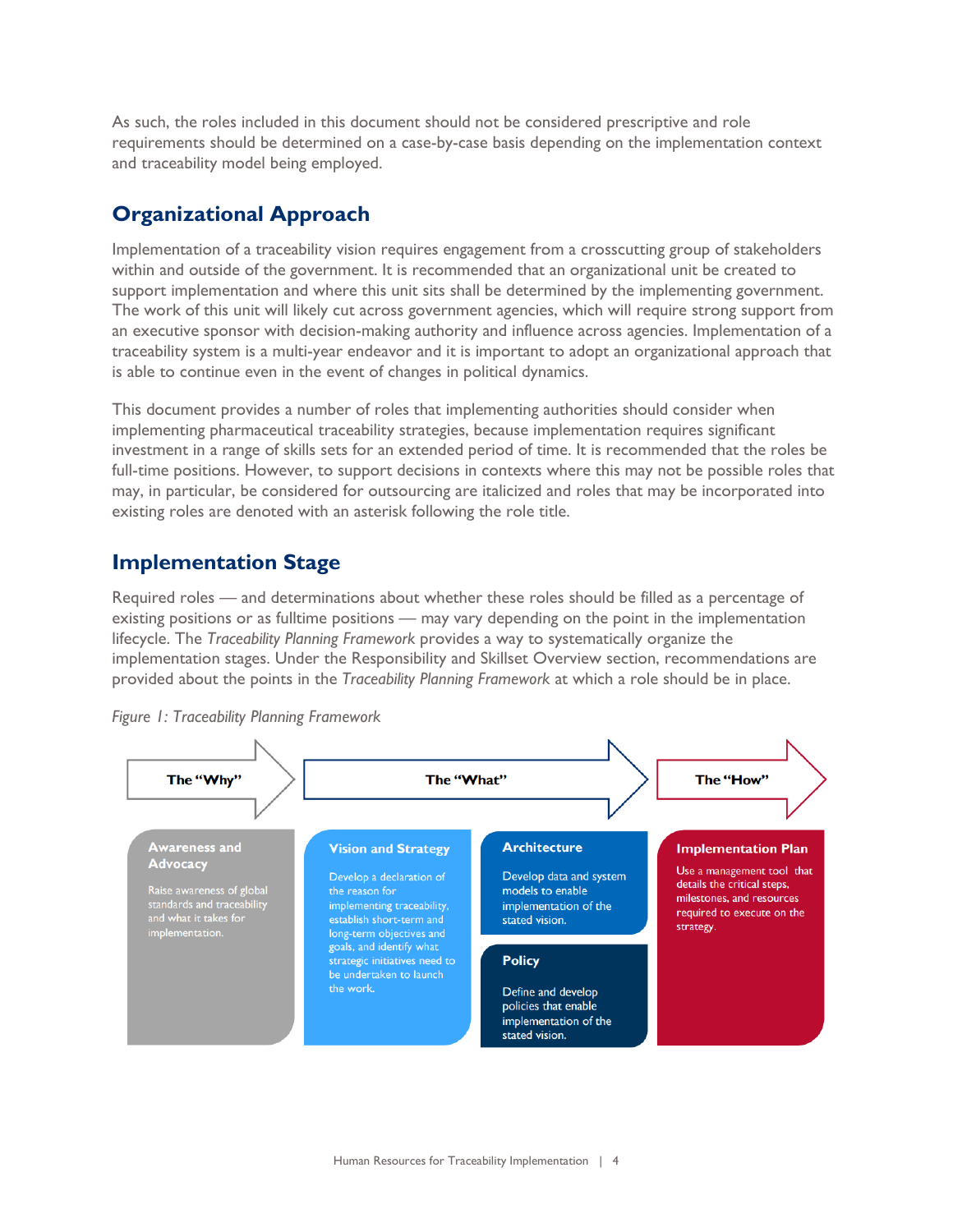As such, the roles included in this document should not be considered prescriptive and role requirements should be determined on a case-by-case basis depending on the implementation context and traceability model being employed.

## Organizational Approach

Implementation of a traceability vision requires engagement from a crosscutting group of stakeholders within and outside of the government. It is recommended that an organizational unit be created to support implementation and where this unit sits shall be determined by the implementing government. The work of this unit will likely cut across government agencies, which will require strong support from an executive sponsor with decision-making authority and influence across agencies. Implementation of a traceability system is a multi-year endeavor and it is important to adopt an organizational approach that is able to continue even in the event of changes in political dynamics.

This document provides a number of roles that implementing authorities should consider when implementing pharmaceutical traceability strategies, because implementation requires significant investment in a range of skills sets for an extended period of time. It is recommended that the roles be full-time positions. However, to support decisions in contexts where this may not be possible roles that may, in particular, be considered for outsourcing are italicized and roles that may be incorporated into existing roles are denoted with an asterisk following the role title.

## Implementation Stage

Required roles — and determinations about whether these roles should be filled as a percentage of existing positions or as fulltime positions — may vary depending on the point in the implementation lifecycle. The *Traceability Planning Framework* provides a way to systematically organize the implementation stages. Under the Responsibility and Skillset Overview section, recommendations are provided about the points in the *Traceability Planning Framework* at which a role should be in place.

*Figure 1: Traceability Planning Framework*

| The "Why" | The "What" | | The "How" |
|---|---|---|---|
| **Awareness and Advocacy**<br>Raise awareness of global standards and traceability and what it takes for implementation. | **Vision and Strategy**<br>Develop a declaration of the reason for implementing traceability, establish short-term and long-term objectives and goals, and identify what strategic initiatives need to be undertaken to launch the work. | **Architecture**<br>Develop data and system models to enable implementation of the stated vision.<br><br>**Policy**<br>Define and develop policies that enable implementation of the stated vision. | **Implementation Plan**<br>Use a management tool that details the critical steps, milestones, and resources required to execute on the strategy. |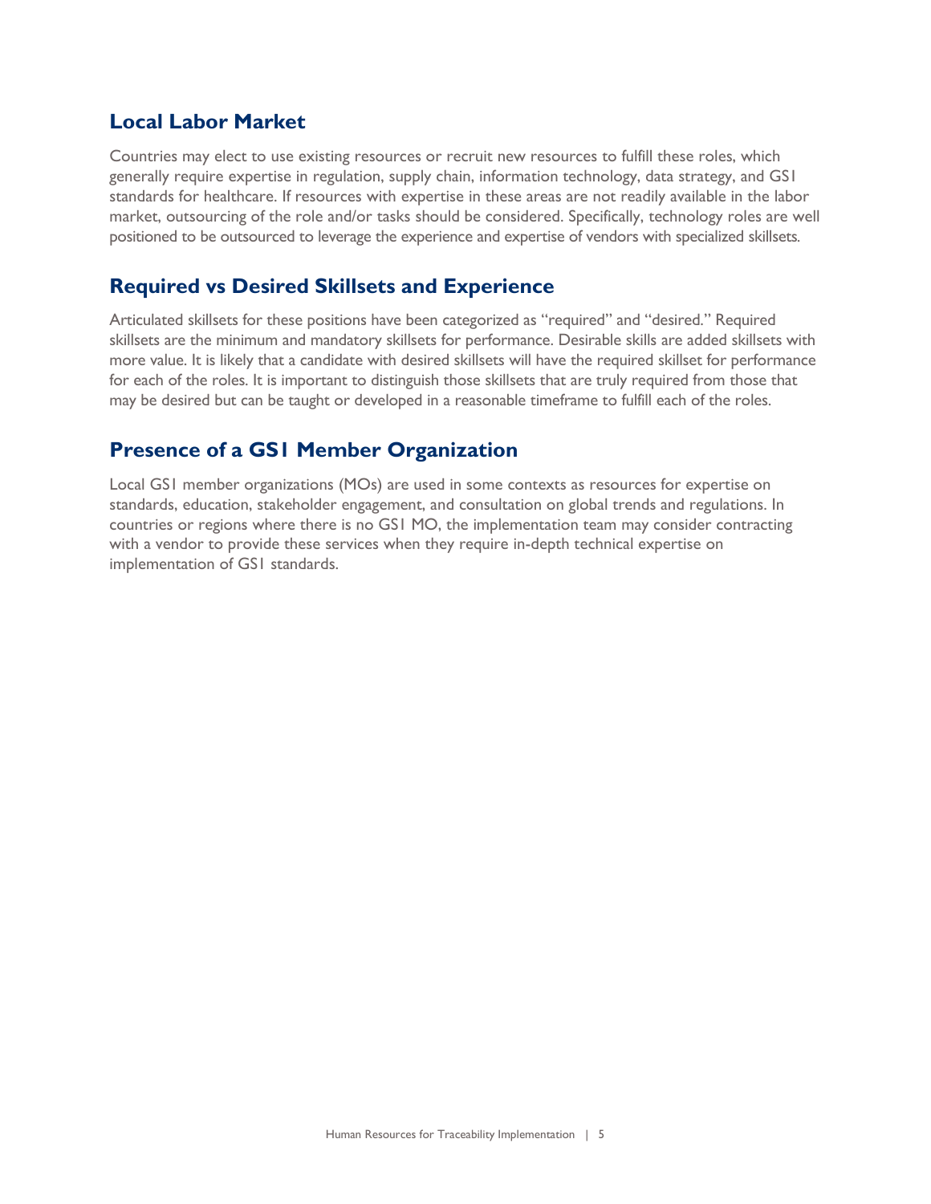## Local Labor Market

Countries may elect to use existing resources or recruit new resources to fulfill these roles, which generally require expertise in regulation, supply chain, information technology, data strategy, and GS1 standards for healthcare. If resources with expertise in these areas are not readily available in the labor market, outsourcing of the role and/or tasks should be considered. Specifically, technology roles are well positioned to be outsourced to leverage the experience and expertise of vendors with specialized skillsets.

## Required vs Desired Skillsets and Experience

Articulated skillsets for these positions have been categorized as "required" and "desired." Required skillsets are the minimum and mandatory skillsets for performance. Desirable skills are added skillsets with more value. It is likely that a candidate with desired skillsets will have the required skillset for performance for each of the roles. It is important to distinguish those skillsets that are truly required from those that may be desired but can be taught or developed in a reasonable timeframe to fulfill each of the roles.

## Presence of a GS1 Member Organization

Local GS1 member organizations (MOs) are used in some contexts as resources for expertise on standards, education, stakeholder engagement, and consultation on global trends and regulations. In countries or regions where there is no GS1 MO, the implementation team may consider contracting with a vendor to provide these services when they require in-depth technical expertise on implementation of GS1 standards.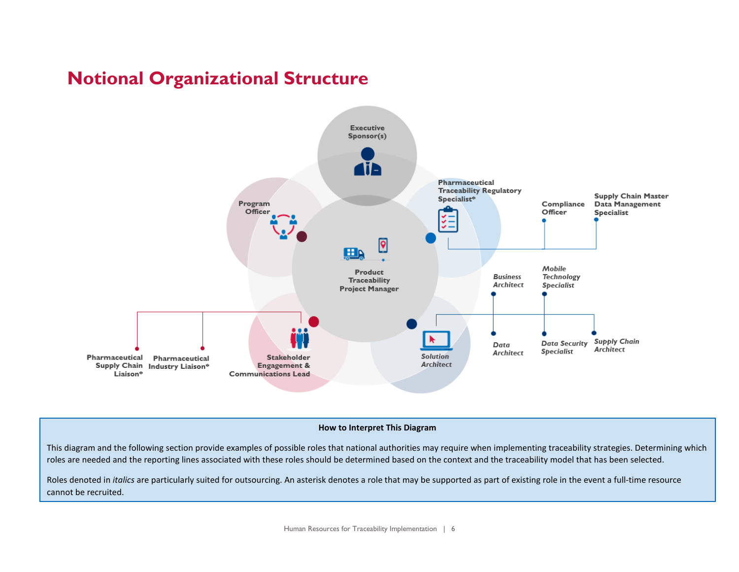# Notional Organizational Structure

Executive Sponsor(s)

Program Officer

Pharmaceutical Traceability Regulatory Specialist*

Compliance Officer

Supply Chain Master Data Management Specialist

Product Traceability Project Manager

*Business Architect*

*Mobile Technology Specialist*

*Data Architect*

*Data Security Specialist*

*Supply Chain Architect*

*Solution Architect*

Stakeholder Engagement & Communications Lead

Pharmaceutical Supply Chain Liaison*

Pharmaceutical Industry Liaison*

**How to Interpret This Diagram**

This diagram and the following section provide examples of possible roles that national authorities may require when implementing traceability strategies. Determining which roles are needed and the reporting lines associated with these roles should be determined based on the context and the traceability model that has been selected.

Roles denoted in *italics* are particularly suited for outsourcing. An asterisk denotes a role that may be supported as part of existing role in the event a full-time resource cannot be recruited.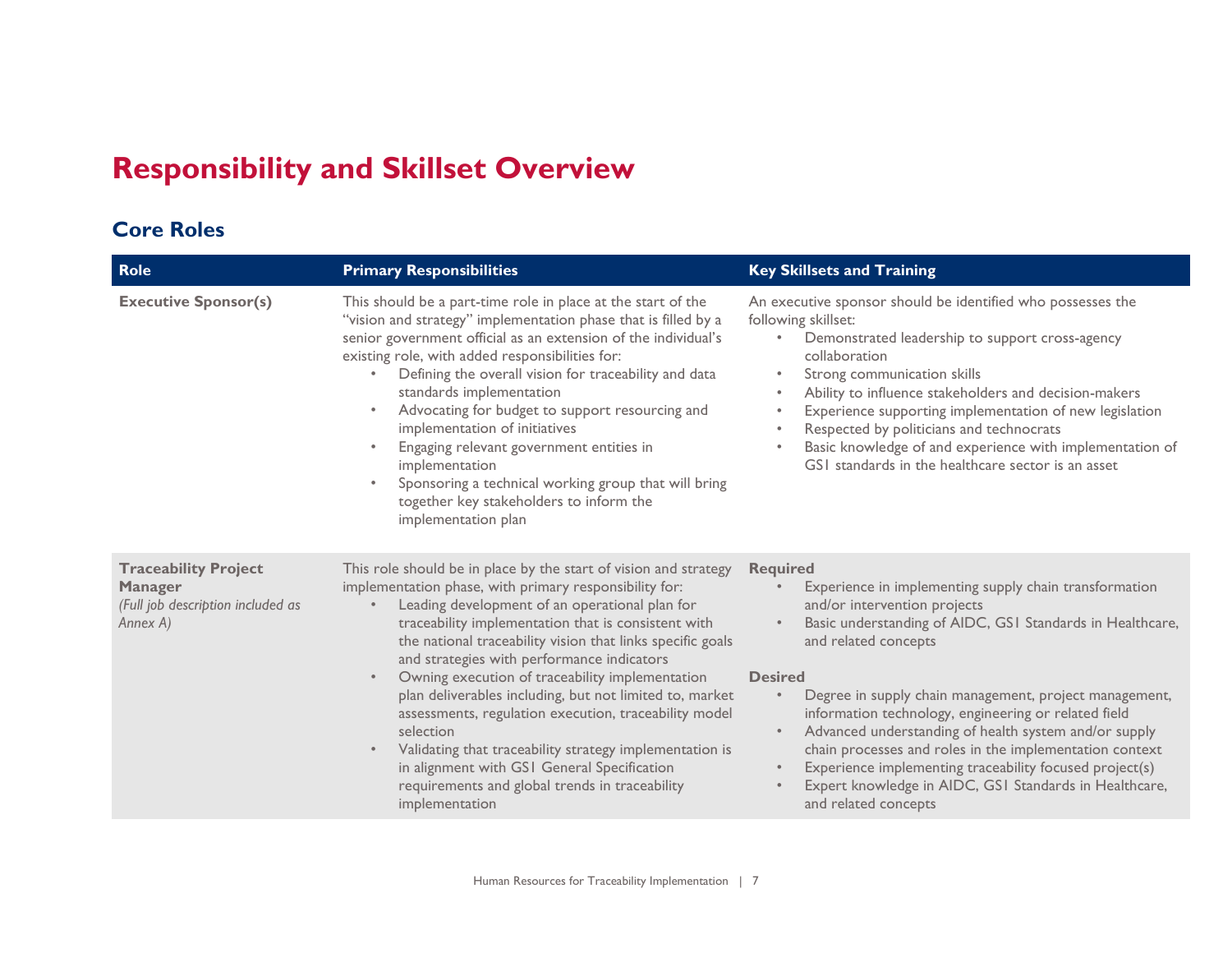# Responsibility and Skillset Overview

## Core Roles

| Role | Primary Responsibilities | Key Skillsets and Training |
|---|---|---|
| **Executive Sponsor(s)** | This should be a part-time role in place at the start of the "vision and strategy" implementation phase that is filled by a senior government official as an extension of the individual's existing role, with added responsibilities for:<br>• Defining the overall vision for traceability and data standards implementation<br>• Advocating for budget to support resourcing and implementation of initiatives<br>• Engaging relevant government entities in implementation<br>• Sponsoring a technical working group that will bring together key stakeholders to inform the implementation plan | An executive sponsor should be identified who possesses the following skillset:<br>• Demonstrated leadership to support cross-agency collaboration<br>• Strong communication skills<br>• Ability to influence stakeholders and decision-makers<br>• Experience supporting implementation of new legislation<br>• Respected by politicians and technocrats<br>• Basic knowledge of and experience with implementation of GS1 standards in the healthcare sector is an asset |
| **Traceability Project Manager**<br>*(Full job description included as Annex A)* | This role should be in place by the start of vision and strategy implementation phase, with primary responsibility for:<br>• Leading development of an operational plan for traceability implementation that is consistent with the national traceability vision that links specific goals and strategies with performance indicators<br>• Owning execution of traceability implementation plan deliverables including, but not limited to, market assessments, regulation execution, traceability model selection<br>• Validating that traceability strategy implementation is in alignment with GS1 General Specification requirements and global trends in traceability implementation | **Required**<br>• Experience in implementing supply chain transformation and/or intervention projects<br>• Basic understanding of AIDC, GS1 Standards in Healthcare, and related concepts<br><br>**Desired**<br>• Degree in supply chain management, project management, information technology, engineering or related field<br>• Advanced understanding of health system and/or supply chain processes and roles in the implementation context<br>• Experience implementing traceability focused project(s)<br>• Expert knowledge in AIDC, GS1 Standards in Healthcare, and related concepts |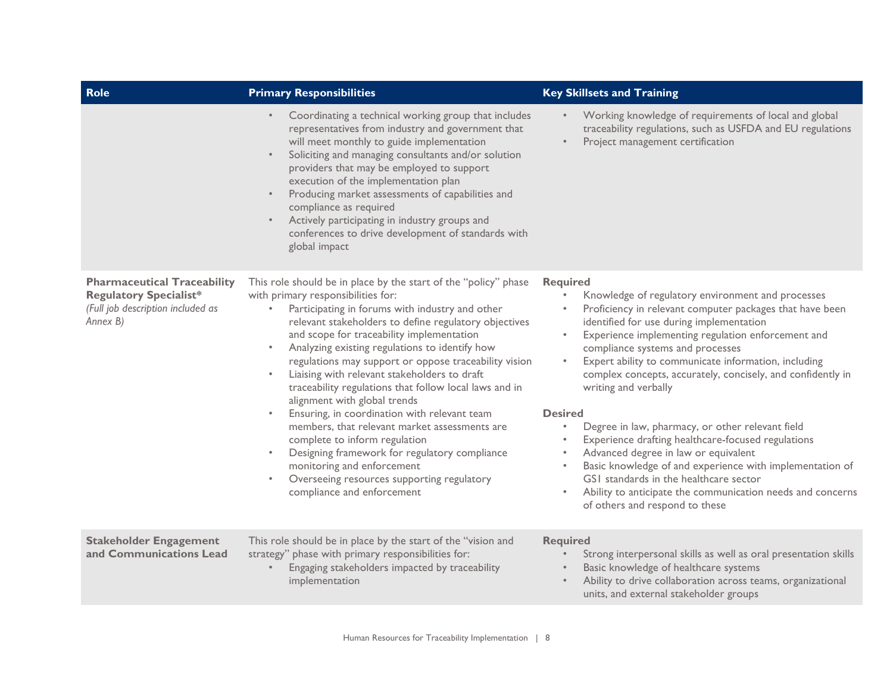| Role | Primary Responsibilities | Key Skillsets and Training |
|---|---|---|
| | • Coordinating a technical working group that includes representatives from industry and government that will meet monthly to guide implementation<br>• Soliciting and managing consultants and/or solution providers that may be employed to support execution of the implementation plan<br>• Producing market assessments of capabilities and compliance as required<br>• Actively participating in industry groups and conferences to drive development of standards with global impact | • Working knowledge of requirements of local and global traceability regulations, such as USFDA and EU regulations<br>• Project management certification |
| **Pharmaceutical Traceability Regulatory Specialist***<br>*(Full job description included as Annex B)* | This role should be in place by the start of the "policy" phase with primary responsibilities for:<br>• Participating in forums with industry and other relevant stakeholders to define regulatory objectives and scope for traceability implementation<br>• Analyzing existing regulations to identify how regulations may support or oppose traceability vision<br>• Liaising with relevant stakeholders to draft traceability regulations that follow local laws and in alignment with global trends<br>• Ensuring, in coordination with relevant team members, that relevant market assessments are complete to inform regulation<br>• Designing framework for regulatory compliance monitoring and enforcement<br>• Overseeing resources supporting regulatory compliance and enforcement | **Required**<br>• Knowledge of regulatory environment and processes<br>• Proficiency in relevant computer packages that have been identified for use during implementation<br>• Experience implementing regulation enforcement and compliance systems and processes<br>• Expert ability to communicate information, including complex concepts, accurately, concisely, and confidently in writing and verbally<br><br>**Desired**<br>• Degree in law, pharmacy, or other relevant field<br>• Experience drafting healthcare-focused regulations<br>• Advanced degree in law or equivalent<br>• Basic knowledge of and experience with implementation of GS1 standards in the healthcare sector<br>• Ability to anticipate the communication needs and concerns of others and respond to these |
| **Stakeholder Engagement and Communications Lead** | This role should be in place by the start of the "vision and strategy" phase with primary responsibilities for:<br>• Engaging stakeholders impacted by traceability implementation | **Required**<br>• Strong interpersonal skills as well as oral presentation skills<br>• Basic knowledge of healthcare systems<br>• Ability to drive collaboration across teams, organizational units, and external stakeholder groups |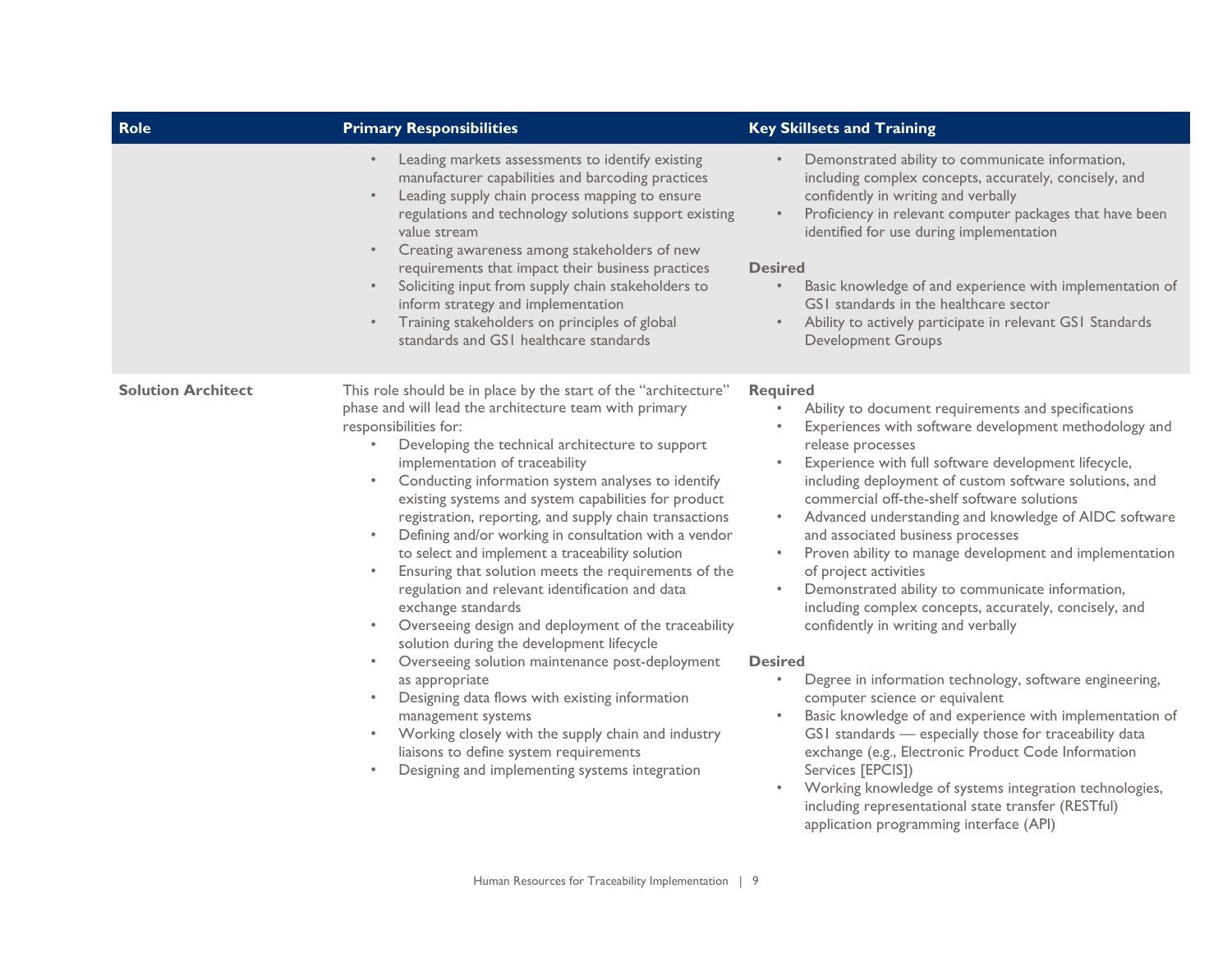| Role | Primary Responsibilities | Key Skillsets and Training |
|---|---|---|
| | • Leading markets assessments to identify existing manufacturer capabilities and barcoding practices<br>• Leading supply chain process mapping to ensure regulations and technology solutions support existing value stream<br>• Creating awareness among stakeholders of new requirements that impact their business practices<br>• Soliciting input from supply chain stakeholders to inform strategy and implementation<br>• Training stakeholders on principles of global standards and GS1 healthcare standards | • Demonstrated ability to communicate information, including complex concepts, accurately, concisely, and confidently in writing and verbally<br>• Proficiency in relevant computer packages that have been identified for use during implementation<br><br>**Desired**<br>• Basic knowledge of and experience with implementation of GS1 standards in the healthcare sector<br>• Ability to actively participate in relevant GS1 Standards Development Groups |
| **Solution Architect** | This role should be in place by the start of the "architecture" phase and will lead the architecture team with primary responsibilities for:<br>• Developing the technical architecture to support implementation of traceability<br>• Conducting information system analyses to identify existing systems and system capabilities for product registration, reporting, and supply chain transactions<br>• Defining and/or working in consultation with a vendor to select and implement a traceability solution<br>• Ensuring that solution meets the requirements of the regulation and relevant identification and data exchange standards<br>• Overseeing design and deployment of the traceability solution during the development lifecycle<br>• Overseeing solution maintenance post-deployment as appropriate<br>• Designing data flows with existing information management systems<br>• Working closely with the supply chain and industry liaisons to define system requirements<br>• Designing and implementing systems integration | **Required**<br>• Ability to document requirements and specifications<br>• Experiences with software development methodology and release processes<br>• Experience with full software development lifecycle, including deployment of custom software solutions, and commercial off-the-shelf software solutions<br>• Advanced understanding and knowledge of AIDC software and associated business processes<br>• Proven ability to manage development and implementation of project activities<br>• Demonstrated ability to communicate information, including complex concepts, accurately, concisely, and confidently in writing and verbally<br><br>**Desired**<br>• Degree in information technology, software engineering, computer science or equivalent<br>• Basic knowledge of and experience with implementation of GS1 standards — especially those for traceability data exchange (e.g., Electronic Product Code Information Services [EPCIS])<br>• Working knowledge of systems integration technologies, including representational state transfer (RESTful) application programming interface (API) |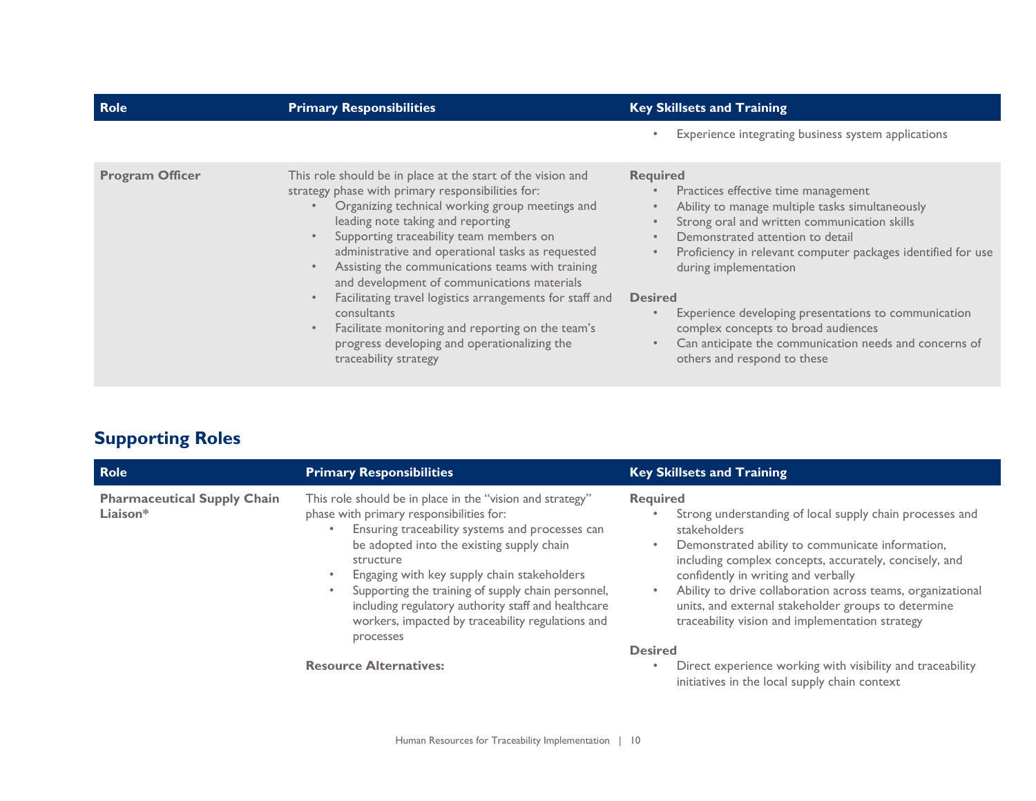| Role | Primary Responsibilities | Key Skillsets and Training |
|---|---|---|
| | | • Experience integrating business system applications |
| **Program Officer** | This role should be in place at the start of the vision and strategy phase with primary responsibilities for:<br>• Organizing technical working group meetings and leading note taking and reporting<br>• Supporting traceability team members on administrative and operational tasks as requested<br>• Assisting the communications teams with training and development of communications materials<br>• Facilitating travel logistics arrangements for staff and consultants<br>• Facilitate monitoring and reporting on the team's progress developing and operationalizing the traceability strategy | **Required**<br>• Practices effective time management<br>• Ability to manage multiple tasks simultaneously<br>• Strong oral and written communication skills<br>• Demonstrated attention to detail<br>• Proficiency in relevant computer packages identified for use during implementation<br><br>**Desired**<br>• Experience developing presentations to communication complex concepts to broad audiences<br>• Can anticipate the communication needs and concerns of others and respond to these |

## Supporting Roles

| Role | Primary Responsibilities | Key Skillsets and Training |
|---|---|---|
| **Pharmaceutical Supply Chain Liaison*** | This role should be in place in the "vision and strategy" phase with primary responsibilities for:<br>• Ensuring traceability systems and processes can be adopted into the existing supply chain structure<br>• Engaging with key supply chain stakeholders<br>• Supporting the training of supply chain personnel, including regulatory authority staff and healthcare workers, impacted by traceability regulations and processes<br><br>**Resource Alternatives:** | **Required**<br>• Strong understanding of local supply chain processes and stakeholders<br>• Demonstrated ability to communicate information, including complex concepts, accurately, concisely, and confidently in writing and verbally<br>• Ability to drive collaboration across teams, organizational units, and external stakeholder groups to determine traceability vision and implementation strategy<br><br>**Desired**<br>• Direct experience working with visibility and traceability initiatives in the local supply chain context |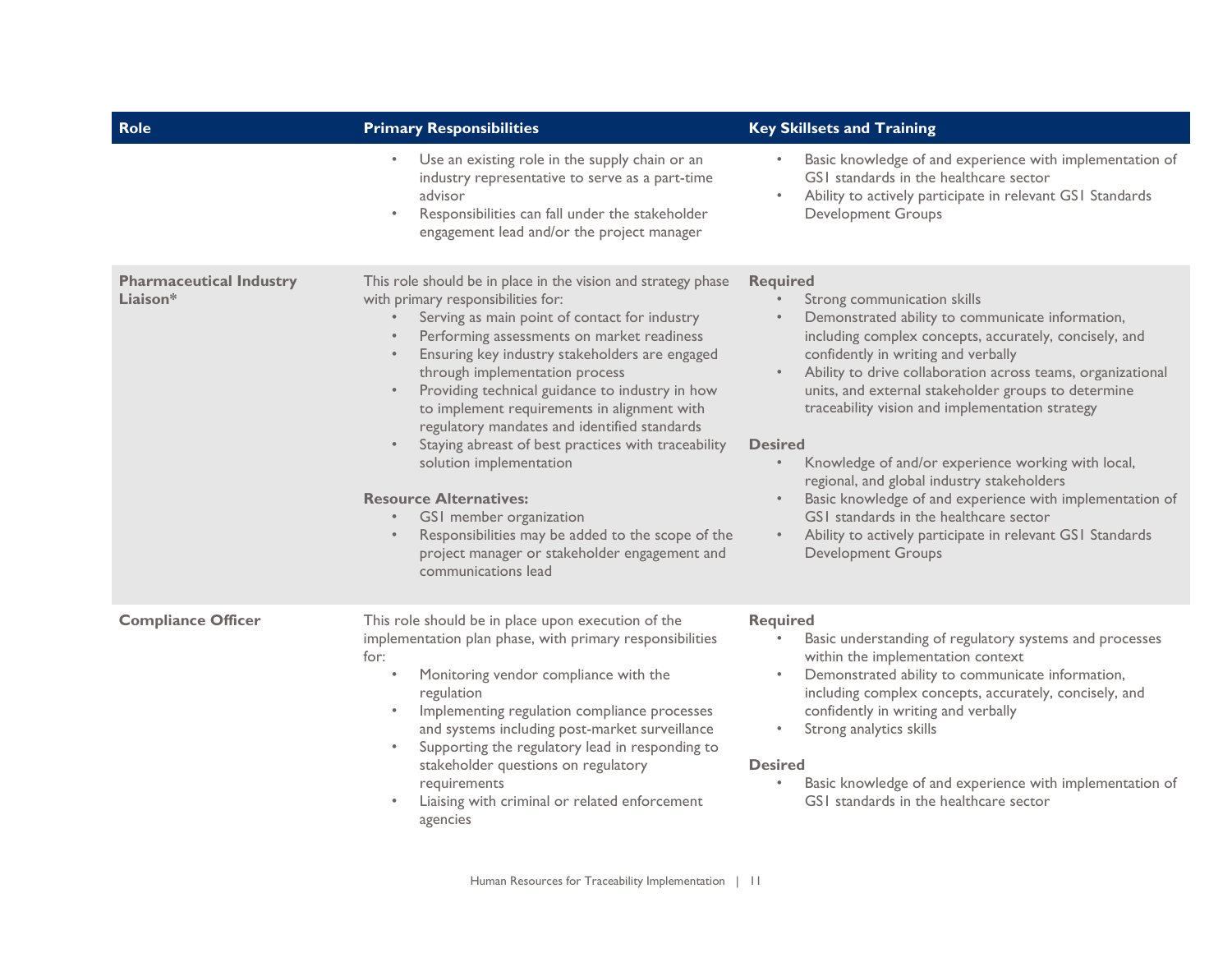| Role | Primary Responsibilities | Key Skillsets and Training |
| --- | --- | --- |
| | • Use an existing role in the supply chain or an industry representative to serve as a part-time advisor<br>• Responsibilities can fall under the stakeholder engagement lead and/or the project manager | • Basic knowledge of and experience with implementation of GS1 standards in the healthcare sector<br>• Ability to actively participate in relevant GS1 Standards Development Groups |
| **Pharmaceutical Industry Liaison*** | This role should be in place in the vision and strategy phase with primary responsibilities for:<br>• Serving as main point of contact for industry<br>• Performing assessments on market readiness<br>• Ensuring key industry stakeholders are engaged through implementation process<br>• Providing technical guidance to industry in how to implement requirements in alignment with regulatory mandates and identified standards<br>• Staying abreast of best practices with traceability solution implementation<br><br>**Resource Alternatives:**<br>• GS1 member organization<br>• Responsibilities may be added to the scope of the project manager or stakeholder engagement and communications lead | **Required**<br>• Strong communication skills<br>• Demonstrated ability to communicate information, including complex concepts, accurately, concisely, and confidently in writing and verbally<br>• Ability to drive collaboration across teams, organizational units, and external stakeholder groups to determine traceability vision and implementation strategy<br><br>**Desired**<br>• Knowledge of and/or experience working with local, regional, and global industry stakeholders<br>• Basic knowledge of and experience with implementation of GS1 standards in the healthcare sector<br>• Ability to actively participate in relevant GS1 Standards Development Groups |
| **Compliance Officer** | This role should be in place upon execution of the implementation plan phase, with primary responsibilities for:<br>• Monitoring vendor compliance with the regulation<br>• Implementing regulation compliance processes and systems including post-market surveillance<br>• Supporting the regulatory lead in responding to stakeholder questions on regulatory requirements<br>• Liaising with criminal or related enforcement agencies | **Required**<br>• Basic understanding of regulatory systems and processes within the implementation context<br>• Demonstrated ability to communicate information, including complex concepts, accurately, concisely, and confidently in writing and verbally<br>• Strong analytics skills<br><br>**Desired**<br>• Basic knowledge of and experience with implementation of GS1 standards in the healthcare sector |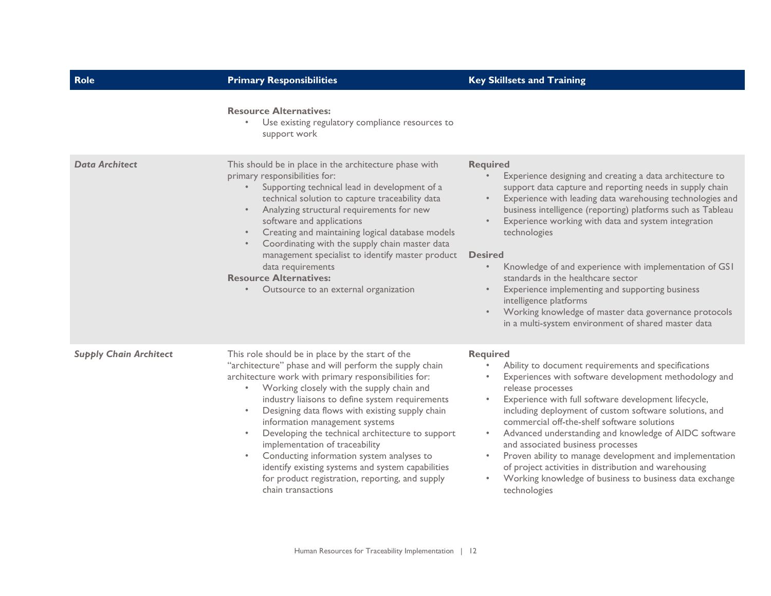| Role | Primary Responsibilities | Key Skillsets and Training |
|---|---|---|
| | **Resource Alternatives:**<br>• Use existing regulatory compliance resources to support work | |
| ***Data Architect*** | This should be in place in the architecture phase with primary responsibilities for:<br>• Supporting technical lead in development of a technical solution to capture traceability data<br>• Analyzing structural requirements for new software and applications<br>• Creating and maintaining logical database models<br>• Coordinating with the supply chain master data management specialist to identify master product data requirements<br>**Resource Alternatives:**<br>• Outsource to an external organization | **Required**<br>• Experience designing and creating a data architecture to support data capture and reporting needs in supply chain<br>• Experience with leading data warehousing technologies and business intelligence (reporting) platforms such as Tableau<br>• Experience working with data and system integration technologies<br><br>**Desired**<br>• Knowledge of and experience with implementation of GS1 standards in the healthcare sector<br>• Experience implementing and supporting business intelligence platforms<br>• Working knowledge of master data governance protocols in a multi-system environment of shared master data |
| ***Supply Chain Architect*** | This role should be in place by the start of the "architecture" phase and will perform the supply chain architecture work with primary responsibilities for:<br>• Working closely with the supply chain and industry liaisons to define system requirements<br>• Designing data flows with existing supply chain information management systems<br>• Developing the technical architecture to support implementation of traceability<br>• Conducting information system analyses to identify existing systems and system capabilities for product registration, reporting, and supply chain transactions | **Required**<br>• Ability to document requirements and specifications<br>• Experiences with software development methodology and release processes<br>• Experience with full software development lifecycle, including deployment of custom software solutions, and commercial off-the-shelf software solutions<br>• Advanced understanding and knowledge of AIDC software and associated business processes<br>• Proven ability to manage development and implementation of project activities in distribution and warehousing<br>• Working knowledge of business to business data exchange technologies |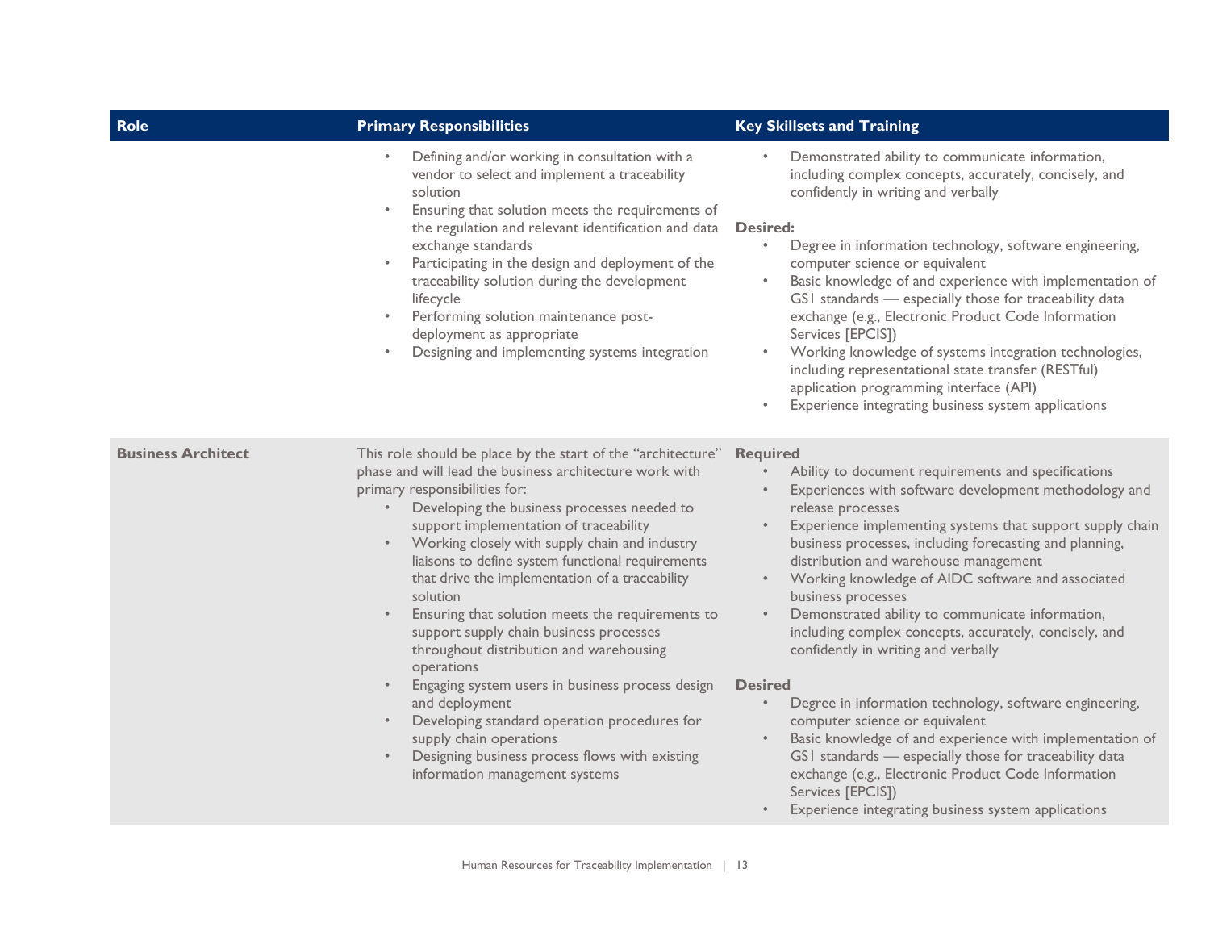| Role | Primary Responsibilities | Key Skillsets and Training |
|---|---|---|
| | • Defining and/or working in consultation with a vendor to select and implement a traceability solution<br>• Ensuring that solution meets the requirements of the regulation and relevant identification and data exchange standards<br>• Participating in the design and deployment of the traceability solution during the development lifecycle<br>• Performing solution maintenance post-deployment as appropriate<br>• Designing and implementing systems integration | • Demonstrated ability to communicate information, including complex concepts, accurately, concisely, and confidently in writing and verbally<br><br>**Desired:**<br>• Degree in information technology, software engineering, computer science or equivalent<br>• Basic knowledge of and experience with implementation of GS1 standards — especially those for traceability data exchange (e.g., Electronic Product Code Information Services [EPCIS])<br>• Working knowledge of systems integration technologies, including representational state transfer (RESTful) application programming interface (API)<br>• Experience integrating business system applications |
| **Business Architect** | This role should be place by the start of the "architecture" phase and will lead the business architecture work with primary responsibilities for:<br>• Developing the business processes needed to support implementation of traceability<br>• Working closely with supply chain and industry liaisons to define system functional requirements that drive the implementation of a traceability solution<br>• Ensuring that solution meets the requirements to support supply chain business processes throughout distribution and warehousing operations<br>• Engaging system users in business process design and deployment<br>• Developing standard operation procedures for supply chain operations<br>• Designing business process flows with existing information management systems | **Required**<br>• Ability to document requirements and specifications<br>• Experiences with software development methodology and release processes<br>• Experience implementing systems that support supply chain business processes, including forecasting and planning, distribution and warehouse management<br>• Working knowledge of AIDC software and associated business processes<br>• Demonstrated ability to communicate information, including complex concepts, accurately, concisely, and confidently in writing and verbally<br><br>**Desired**<br>• Degree in information technology, software engineering, computer science or equivalent<br>• Basic knowledge of and experience with implementation of GS1 standards — especially those for traceability data exchange (e.g., Electronic Product Code Information Services [EPCIS])<br>• Experience integrating business system applications |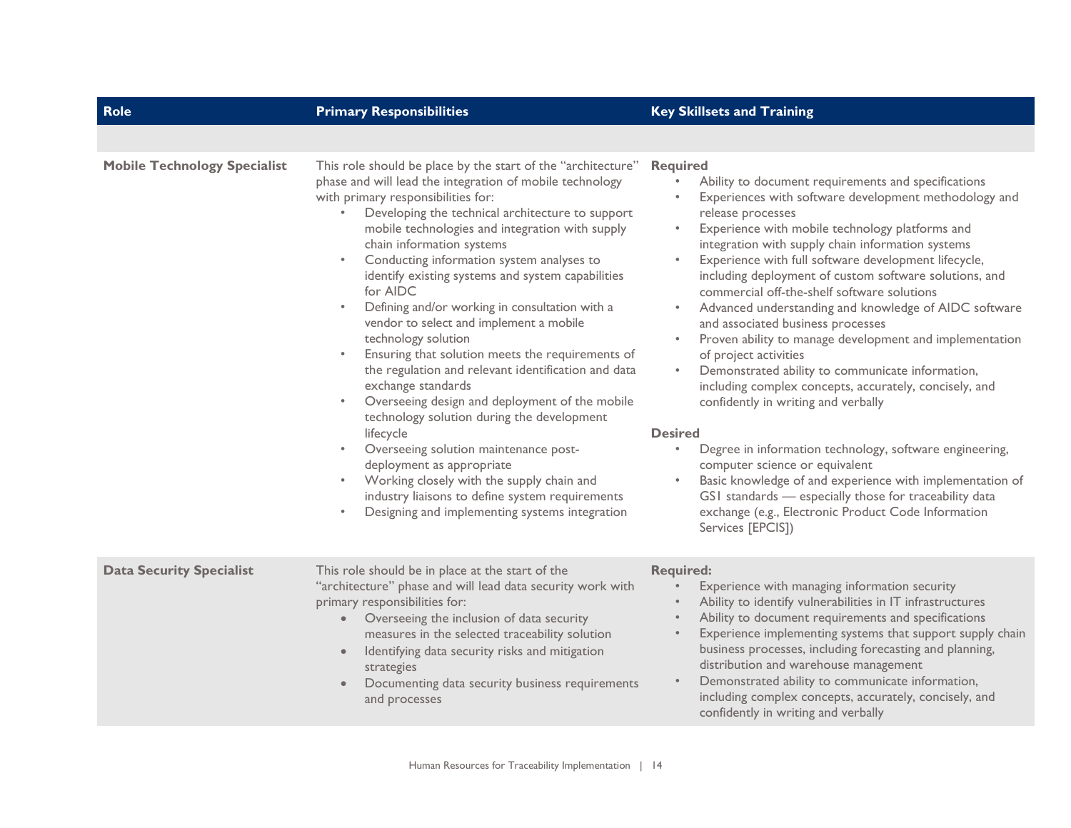| Role | Primary Responsibilities | Key Skillsets and Training |
|---|---|---|
| | | |
| **Mobile Technology Specialist** | This role should be place by the start of the "architecture" phase and will lead the integration of mobile technology with primary responsibilities for:<br>• Developing the technical architecture to support mobile technologies and integration with supply chain information systems<br>• Conducting information system analyses to identify existing systems and system capabilities for AIDC<br>• Defining and/or working in consultation with a vendor to select and implement a mobile technology solution<br>• Ensuring that solution meets the requirements of the regulation and relevant identification and data exchange standards<br>• Overseeing design and deployment of the mobile technology solution during the development lifecycle<br>• Overseeing solution maintenance post-deployment as appropriate<br>• Working closely with the supply chain and industry liaisons to define system requirements<br>• Designing and implementing systems integration | **Required**<br>• Ability to document requirements and specifications<br>• Experiences with software development methodology and release processes<br>• Experience with mobile technology platforms and integration with supply chain information systems<br>• Experience with full software development lifecycle, including deployment of custom software solutions, and commercial off-the-shelf software solutions<br>• Advanced understanding and knowledge of AIDC software and associated business processes<br>• Proven ability to manage development and implementation of project activities<br>• Demonstrated ability to communicate information, including complex concepts, accurately, concisely, and confidently in writing and verbally<br><br>**Desired**<br>• Degree in information technology, software engineering, computer science or equivalent<br>• Basic knowledge of and experience with implementation of GS1 standards — especially those for traceability data exchange (e.g., Electronic Product Code Information Services [EPCIS]) |
| **Data Security Specialist** | This role should be in place at the start of the "architecture" phase and will lead data security work with primary responsibilities for:<br>• Overseeing the inclusion of data security measures in the selected traceability solution<br>• Identifying data security risks and mitigation strategies<br>• Documenting data security business requirements and processes | **Required:**<br>• Experience with managing information security<br>• Ability to identify vulnerabilities in IT infrastructures<br>• Ability to document requirements and specifications<br>• Experience implementing systems that support supply chain business processes, including forecasting and planning, distribution and warehouse management<br>• Demonstrated ability to communicate information, including complex concepts, accurately, concisely, and confidently in writing and verbally |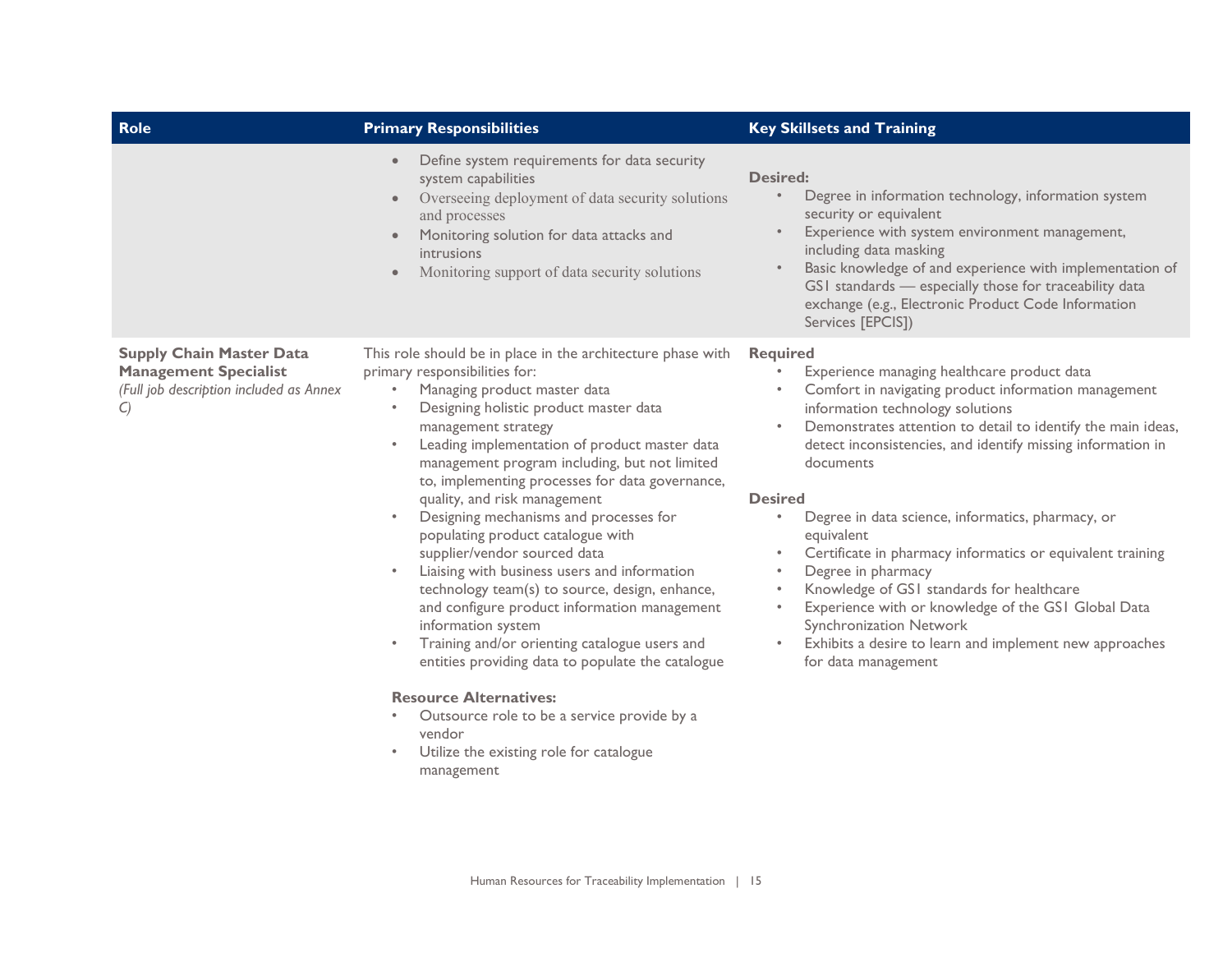| Role | Primary Responsibilities | Key Skillsets and Training |
| --- | --- | --- |
| | • Define system requirements for data security system capabilities<br>• Overseeing deployment of data security solutions and processes<br>• Monitoring solution for data attacks and intrusions<br>• Monitoring support of data security solutions | **Desired:**<br>• Degree in information technology, information system security or equivalent<br>• Experience with system environment management, including data masking<br>• Basic knowledge of and experience with implementation of GS1 standards — especially those for traceability data exchange (e.g., Electronic Product Code Information Services [EPCIS]) |
| **Supply Chain Master Data Management Specialist**<br>*(Full job description included as Annex C)* | This role should be in place in the architecture phase with primary responsibilities for:<br>• Managing product master data<br>• Designing holistic product master data management strategy<br>• Leading implementation of product master data management program including, but not limited to, implementing processes for data governance, quality, and risk management<br>• Designing mechanisms and processes for populating product catalogue with supplier/vendor sourced data<br>• Liaising with business users and information technology team(s) to source, design, enhance, and configure product information management information system<br>• Training and/or orienting catalogue users and entities providing data to populate the catalogue<br><br>**Resource Alternatives:**<br>• Outsource role to be a service provide by a vendor<br>• Utilize the existing role for catalogue management | **Required**<br>• Experience managing healthcare product data<br>• Comfort in navigating product information management information technology solutions<br>• Demonstrates attention to detail to identify the main ideas, detect inconsistencies, and identify missing information in documents<br><br>**Desired**<br>• Degree in data science, informatics, pharmacy, or equivalent<br>• Certificate in pharmacy informatics or equivalent training<br>• Degree in pharmacy<br>• Knowledge of GS1 standards for healthcare<br>• Experience with or knowledge of the GS1 Global Data Synchronization Network<br>• Exhibits a desire to learn and implement new approaches for data management |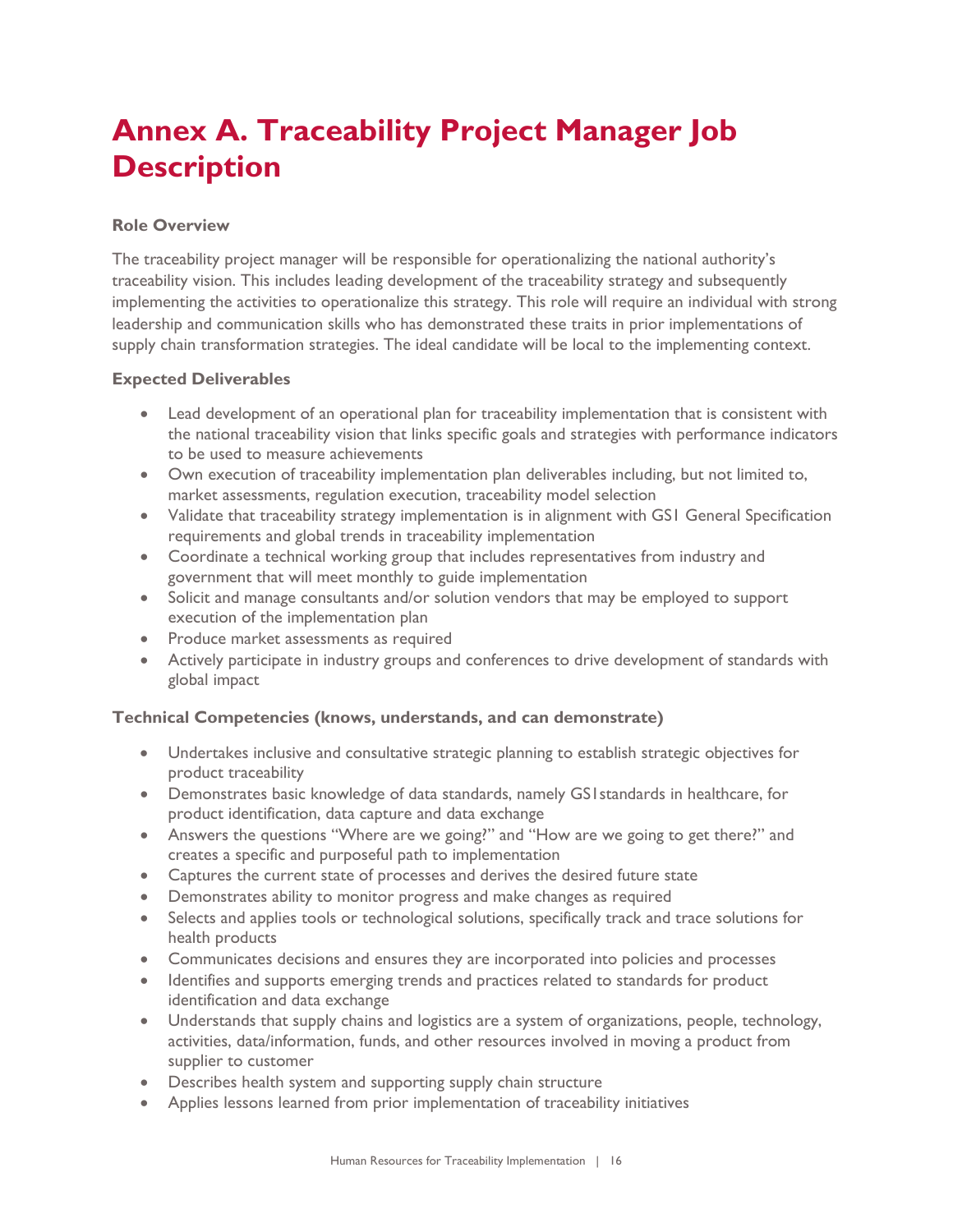# Annex A. Traceability Project Manager Job Description

**Role Overview**

The traceability project manager will be responsible for operationalizing the national authority's traceability vision. This includes leading development of the traceability strategy and subsequently implementing the activities to operationalize this strategy. This role will require an individual with strong leadership and communication skills who has demonstrated these traits in prior implementations of supply chain transformation strategies. The ideal candidate will be local to the implementing context.

**Expected Deliverables**

- Lead development of an operational plan for traceability implementation that is consistent with the national traceability vision that links specific goals and strategies with performance indicators to be used to measure achievements
- Own execution of traceability implementation plan deliverables including, but not limited to, market assessments, regulation execution, traceability model selection
- Validate that traceability strategy implementation is in alignment with GS1 General Specification requirements and global trends in traceability implementation
- Coordinate a technical working group that includes representatives from industry and government that will meet monthly to guide implementation
- Solicit and manage consultants and/or solution vendors that may be employed to support execution of the implementation plan
- Produce market assessments as required
- Actively participate in industry groups and conferences to drive development of standards with global impact

**Technical Competencies (knows, understands, and can demonstrate)**

- Undertakes inclusive and consultative strategic planning to establish strategic objectives for product traceability
- Demonstrates basic knowledge of data standards, namely GS1standards in healthcare, for product identification, data capture and data exchange
- Answers the questions "Where are we going?" and "How are we going to get there?" and creates a specific and purposeful path to implementation
- Captures the current state of processes and derives the desired future state
- Demonstrates ability to monitor progress and make changes as required
- Selects and applies tools or technological solutions, specifically track and trace solutions for health products
- Communicates decisions and ensures they are incorporated into policies and processes
- Identifies and supports emerging trends and practices related to standards for product identification and data exchange
- Understands that supply chains and logistics are a system of organizations, people, technology, activities, data/information, funds, and other resources involved in moving a product from supplier to customer
- Describes health system and supporting supply chain structure
- Applies lessons learned from prior implementation of traceability initiatives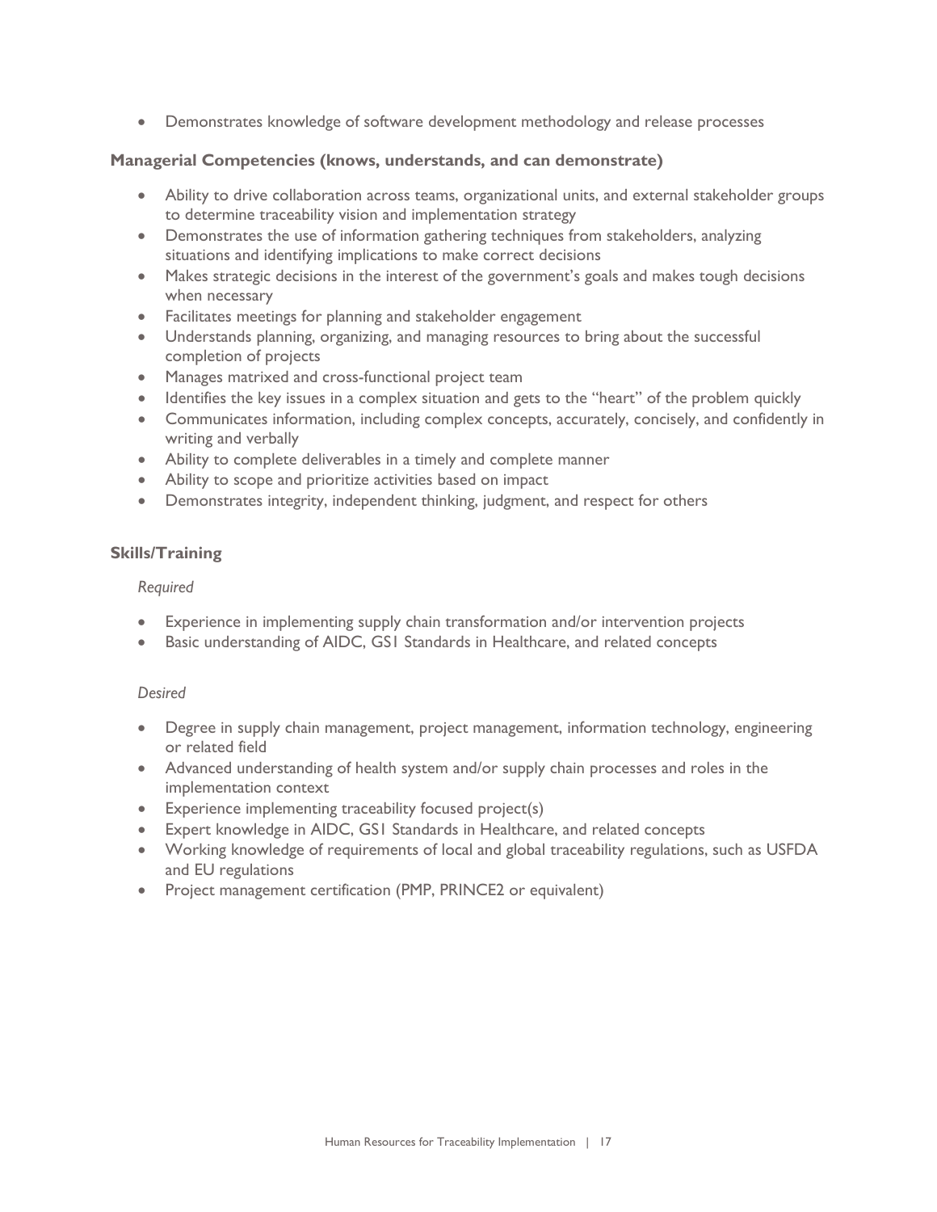- Demonstrates knowledge of software development methodology and release processes

**Managerial Competencies (knows, understands, and can demonstrate)**

- Ability to drive collaboration across teams, organizational units, and external stakeholder groups to determine traceability vision and implementation strategy
- Demonstrates the use of information gathering techniques from stakeholders, analyzing situations and identifying implications to make correct decisions
- Makes strategic decisions in the interest of the government's goals and makes tough decisions when necessary
- Facilitates meetings for planning and stakeholder engagement
- Understands planning, organizing, and managing resources to bring about the successful completion of projects
- Manages matrixed and cross-functional project team
- Identifies the key issues in a complex situation and gets to the "heart" of the problem quickly
- Communicates information, including complex concepts, accurately, concisely, and confidently in writing and verbally
- Ability to complete deliverables in a timely and complete manner
- Ability to scope and prioritize activities based on impact
- Demonstrates integrity, independent thinking, judgment, and respect for others

**Skills/Training**

*Required*

- Experience in implementing supply chain transformation and/or intervention projects
- Basic understanding of AIDC, GS1 Standards in Healthcare, and related concepts

*Desired*

- Degree in supply chain management, project management, information technology, engineering or related field
- Advanced understanding of health system and/or supply chain processes and roles in the implementation context
- Experience implementing traceability focused project(s)
- Expert knowledge in AIDC, GS1 Standards in Healthcare, and related concepts
- Working knowledge of requirements of local and global traceability regulations, such as USFDA and EU regulations
- Project management certification (PMP, PRINCE2 or equivalent)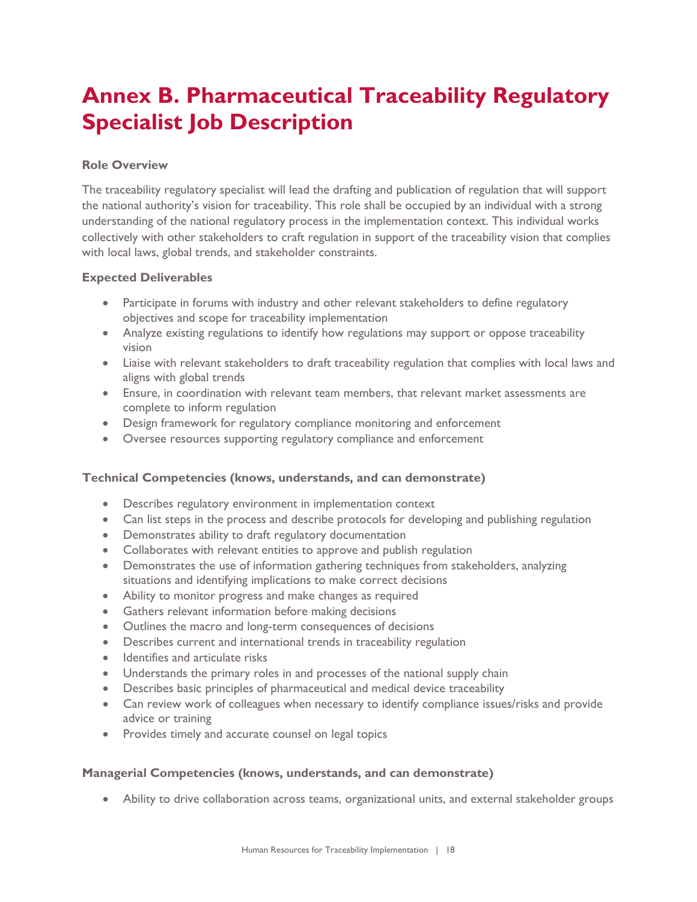# Annex B. Pharmaceutical Traceability Regulatory Specialist Job Description

**Role Overview**

The traceability regulatory specialist will lead the drafting and publication of regulation that will support the national authority's vision for traceability. This role shall be occupied by an individual with a strong understanding of the national regulatory process in the implementation context. This individual works collectively with other stakeholders to craft regulation in support of the traceability vision that complies with local laws, global trends, and stakeholder constraints.

**Expected Deliverables**

- Participate in forums with industry and other relevant stakeholders to define regulatory objectives and scope for traceability implementation
- Analyze existing regulations to identify how regulations may support or oppose traceability vision
- Liaise with relevant stakeholders to draft traceability regulation that complies with local laws and aligns with global trends
- Ensure, in coordination with relevant team members, that relevant market assessments are complete to inform regulation
- Design framework for regulatory compliance monitoring and enforcement
- Oversee resources supporting regulatory compliance and enforcement

**Technical Competencies (knows, understands, and can demonstrate)**

- Describes regulatory environment in implementation context
- Can list steps in the process and describe protocols for developing and publishing regulation
- Demonstrates ability to draft regulatory documentation
- Collaborates with relevant entities to approve and publish regulation
- Demonstrates the use of information gathering techniques from stakeholders, analyzing situations and identifying implications to make correct decisions
- Ability to monitor progress and make changes as required
- Gathers relevant information before making decisions
- Outlines the macro and long-term consequences of decisions
- Describes current and international trends in traceability regulation
- Identifies and articulate risks
- Understands the primary roles in and processes of the national supply chain
- Describes basic principles of pharmaceutical and medical device traceability
- Can review work of colleagues when necessary to identify compliance issues/risks and provide advice or training
- Provides timely and accurate counsel on legal topics

**Managerial Competencies (knows, understands, and can demonstrate)**

- Ability to drive collaboration across teams, organizational units, and external stakeholder groups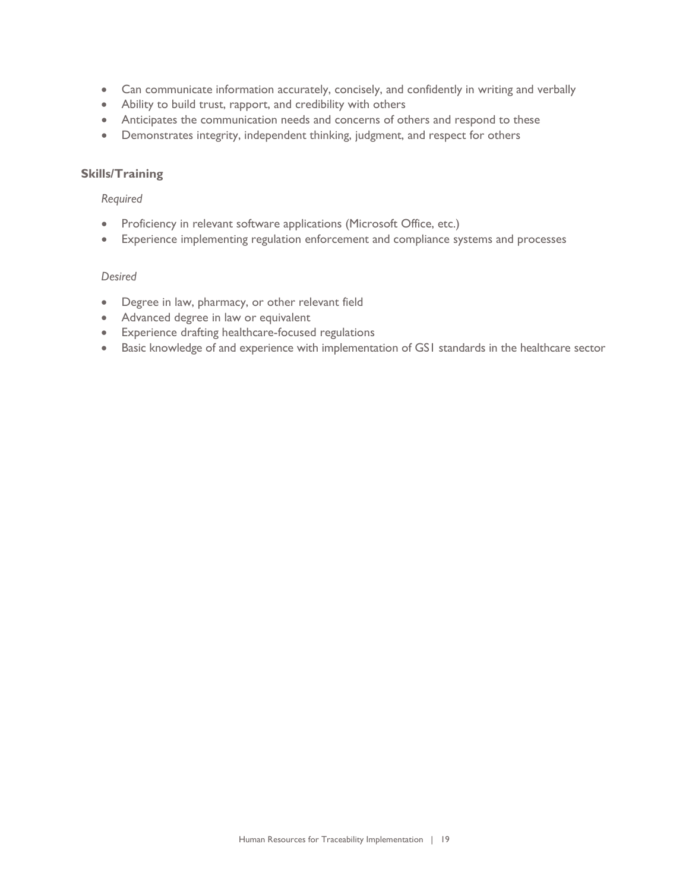- Can communicate information accurately, concisely, and confidently in writing and verbally
- Ability to build trust, rapport, and credibility with others
- Anticipates the communication needs and concerns of others and respond to these
- Demonstrates integrity, independent thinking, judgment, and respect for others

### Skills/Training

*Required*

- Proficiency in relevant software applications (Microsoft Office, etc.)
- Experience implementing regulation enforcement and compliance systems and processes

*Desired*

- Degree in law, pharmacy, or other relevant field
- Advanced degree in law or equivalent
- Experience drafting healthcare-focused regulations
- Basic knowledge of and experience with implementation of GS1 standards in the healthcare sector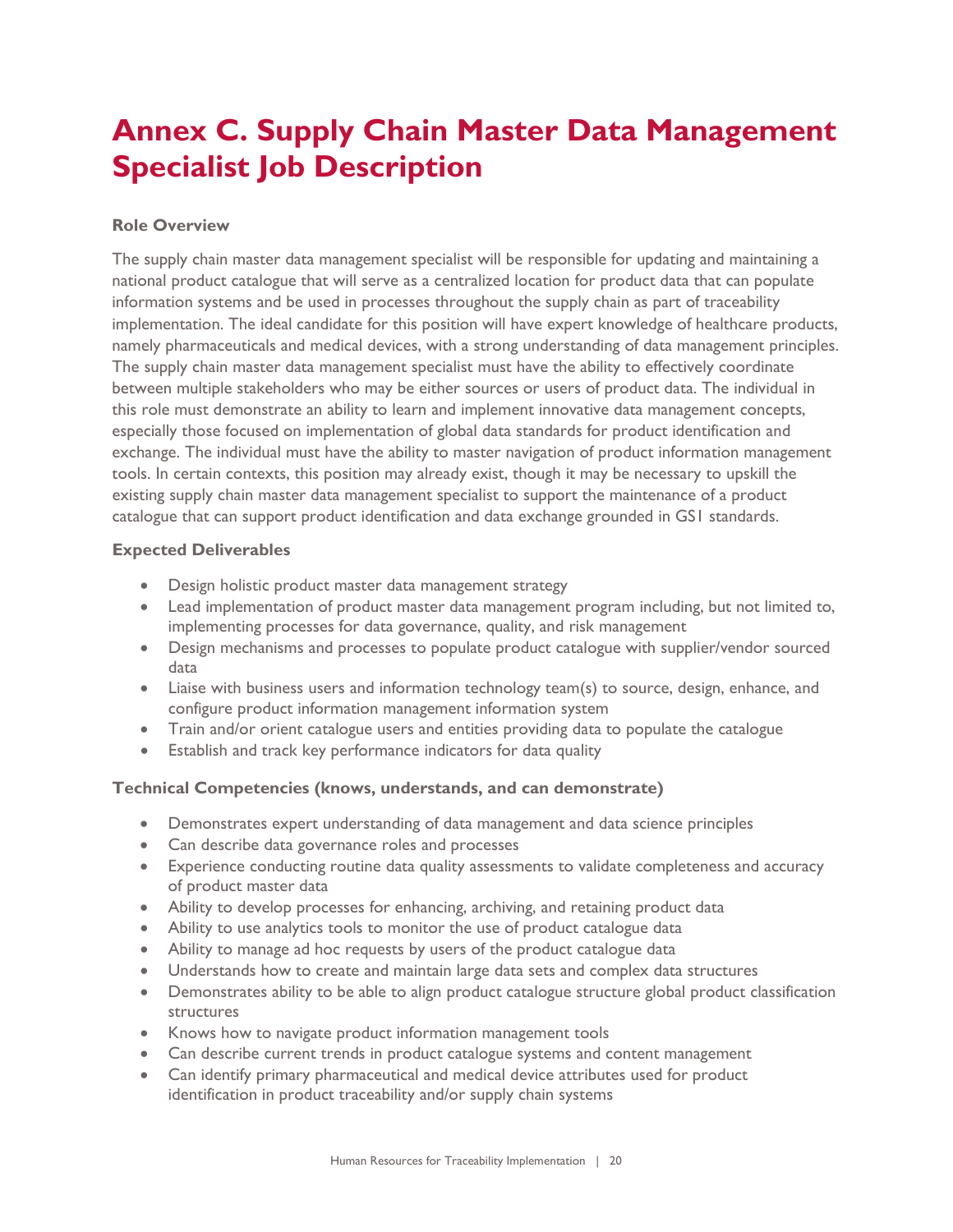# Annex C. Supply Chain Master Data Management Specialist Job Description

**Role Overview**

The supply chain master data management specialist will be responsible for updating and maintaining a national product catalogue that will serve as a centralized location for product data that can populate information systems and be used in processes throughout the supply chain as part of traceability implementation. The ideal candidate for this position will have expert knowledge of healthcare products, namely pharmaceuticals and medical devices, with a strong understanding of data management principles. The supply chain master data management specialist must have the ability to effectively coordinate between multiple stakeholders who may be either sources or users of product data. The individual in this role must demonstrate an ability to learn and implement innovative data management concepts, especially those focused on implementation of global data standards for product identification and exchange. The individual must have the ability to master navigation of product information management tools. In certain contexts, this position may already exist, though it may be necessary to upskill the existing supply chain master data management specialist to support the maintenance of a product catalogue that can support product identification and data exchange grounded in GS1 standards.

**Expected Deliverables**

- Design holistic product master data management strategy
- Lead implementation of product master data management program including, but not limited to, implementing processes for data governance, quality, and risk management
- Design mechanisms and processes to populate product catalogue with supplier/vendor sourced data
- Liaise with business users and information technology team(s) to source, design, enhance, and configure product information management information system
- Train and/or orient catalogue users and entities providing data to populate the catalogue
- Establish and track key performance indicators for data quality

**Technical Competencies (knows, understands, and can demonstrate)**

- Demonstrates expert understanding of data management and data science principles
- Can describe data governance roles and processes
- Experience conducting routine data quality assessments to validate completeness and accuracy of product master data
- Ability to develop processes for enhancing, archiving, and retaining product data
- Ability to use analytics tools to monitor the use of product catalogue data
- Ability to manage ad hoc requests by users of the product catalogue data
- Understands how to create and maintain large data sets and complex data structures
- Demonstrates ability to be able to align product catalogue structure global product classification structures
- Knows how to navigate product information management tools
- Can describe current trends in product catalogue systems and content management
- Can identify primary pharmaceutical and medical device attributes used for product identification in product traceability and/or supply chain systems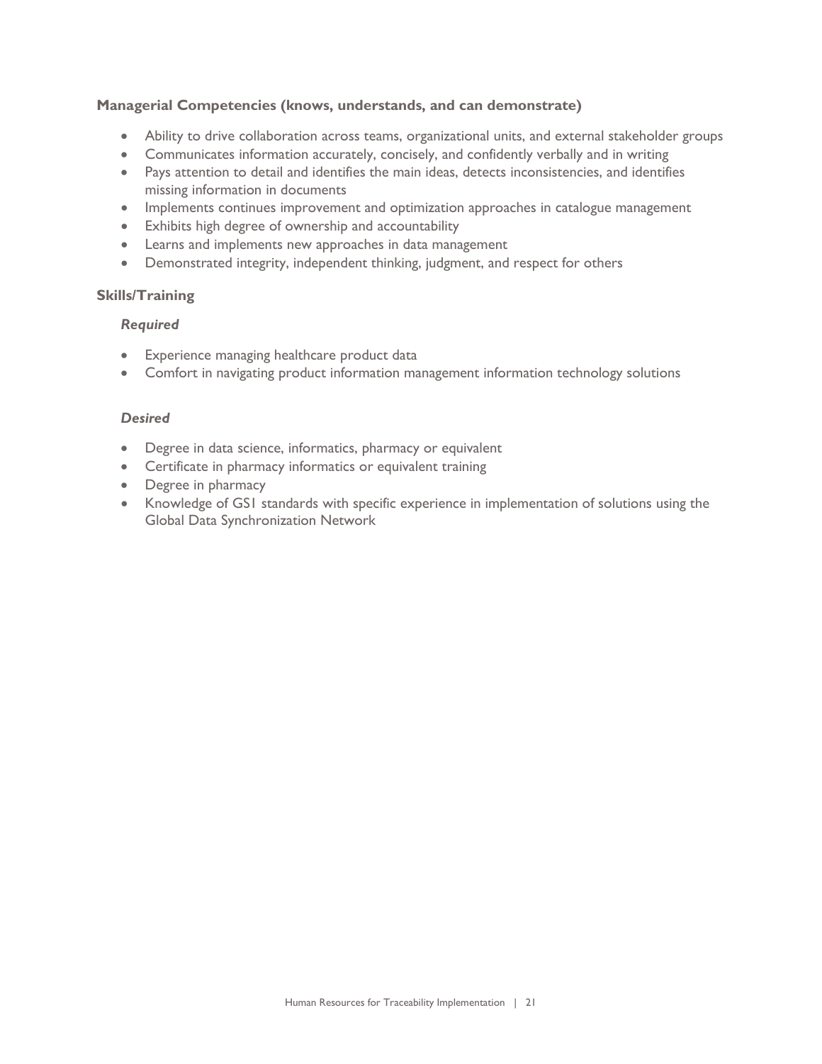**Managerial Competencies (knows, understands, and can demonstrate)**

- Ability to drive collaboration across teams, organizational units, and external stakeholder groups
- Communicates information accurately, concisely, and confidently verbally and in writing
- Pays attention to detail and identifies the main ideas, detects inconsistencies, and identifies missing information in documents
- Implements continues improvement and optimization approaches in catalogue management
- Exhibits high degree of ownership and accountability
- Learns and implements new approaches in data management
- Demonstrated integrity, independent thinking, judgment, and respect for others

**Skills/Training**

***Required***

- Experience managing healthcare product data
- Comfort in navigating product information management information technology solutions

***Desired***

- Degree in data science, informatics, pharmacy or equivalent
- Certificate in pharmacy informatics or equivalent training
- Degree in pharmacy
- Knowledge of GS1 standards with specific experience in implementation of solutions using the Global Data Synchronization Network